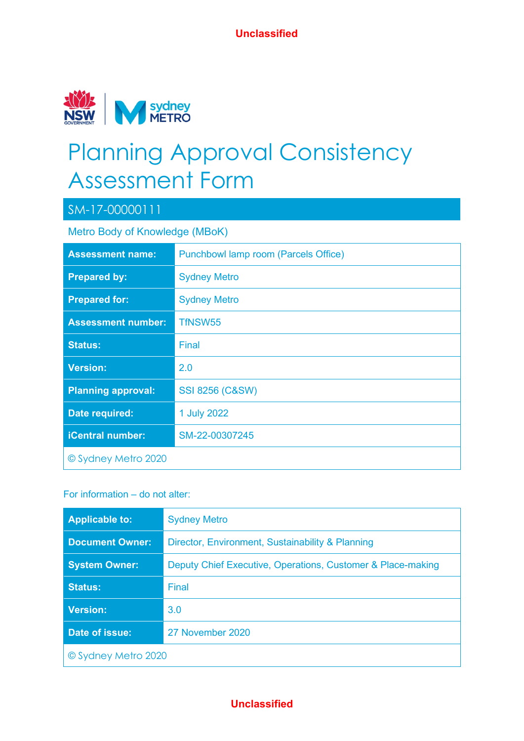Unclassified

# Planning Approval Consistency Assessment Form

## SM-17-00000111

Metro Body of Knowledge (MBoK)

| | |
|---|---|
| **Assessment name:** | Punchbowl lamp room (Parcels Office) |
| **Prepared by:** | Sydney Metro |
| **Prepared for:** | Sydney Metro |
| **Assessment number:** | TfNSW55 |
| **Status:** | Final |
| **Version:** | 2.0 |
| **Planning approval:** | SSI 8256 (C&SW) |
| **Date required:** | 1 July 2022 |
| **iCentral number:** | SM-22-00307245 |
| © Sydney Metro 2020 | |

For information – do not alter:

| | |
|---|---|
| **Applicable to:** | Sydney Metro |
| **Document Owner:** | Director, Environment, Sustainability & Planning |
| **System Owner:** | Deputy Chief Executive, Operations, Customer & Place-making |
| **Status:** | Final |
| **Version:** | 3.0 |
| **Date of issue:** | 27 November 2020 |
| © Sydney Metro 2020 | |

Unclassified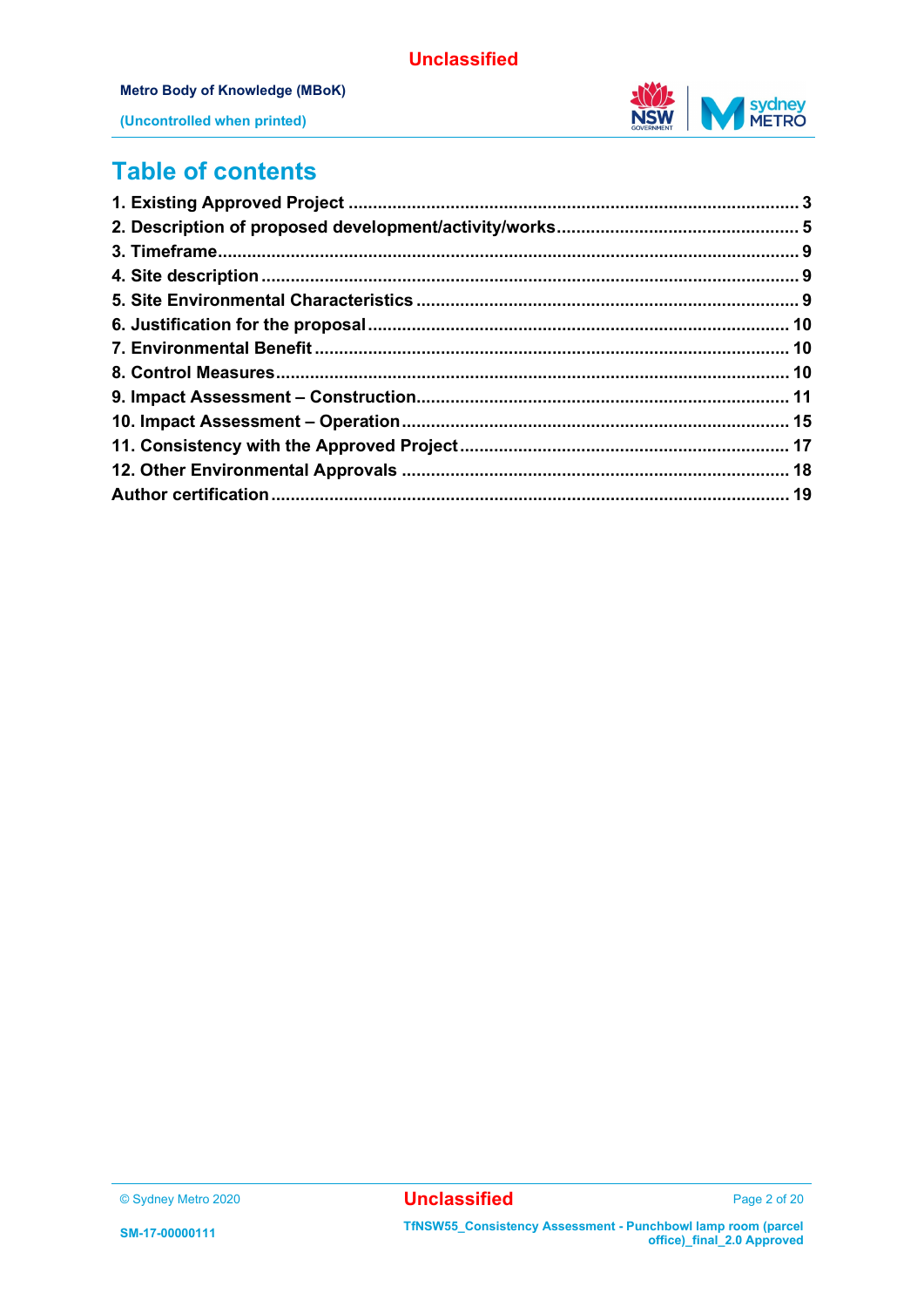# Table of contents

1. Existing Approved Project ........................................................................................ 3
2. Description of proposed development/activity/works................................................ 5
3. Timeframe................................................................................................................ 9
4. Site description ......................................................................................................... 9
5. Site Environmental Characteristics ........................................................................... 9
6. Justification for the proposal ................................................................................... 10
7. Environmental Benefit ............................................................................................. 10
8. Control Measures..................................................................................................... 10
9. Impact Assessment – Construction.......................................................................... 11
10. Impact Assessment – Operation ............................................................................ 15
11. Consistency with the Approved Project.................................................................. 17
12. Other Environmental Approvals ............................................................................. 18

Author certification ....................................................................................................... 19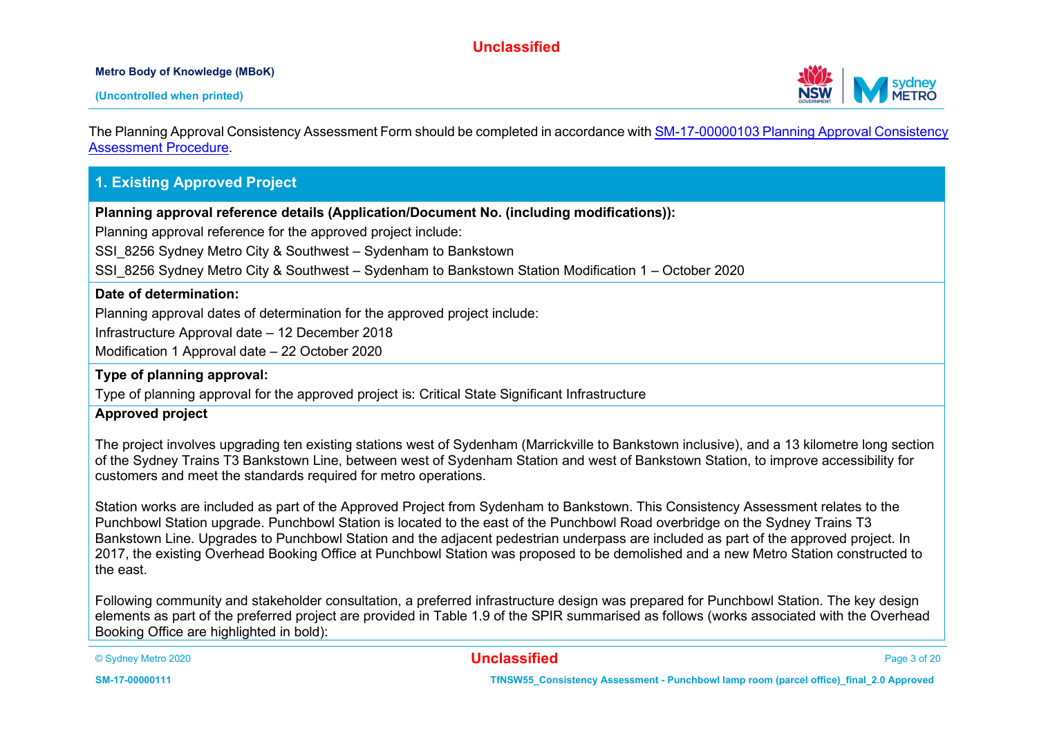The Planning Approval Consistency Assessment Form should be completed in accordance with [SM-17-00000103 Planning Approval Consistency Assessment Procedure](#).

## 1. Existing Approved Project

**Planning approval reference details (Application/Document No. (including modifications)):**

Planning approval reference for the approved project include:

SSI_8256 Sydney Metro City & Southwest – Sydenham to Bankstown

SSI_8256 Sydney Metro City & Southwest – Sydenham to Bankstown Station Modification 1 – October 2020

**Date of determination:**

Planning approval dates of determination for the approved project include:

Infrastructure Approval date – 12 December 2018

Modification 1 Approval date – 22 October 2020

**Type of planning approval:**

Type of planning approval for the approved project is: Critical State Significant Infrastructure

**Approved project**

The project involves upgrading ten existing stations west of Sydenham (Marrickville to Bankstown inclusive), and a 13 kilometre long section of the Sydney Trains T3 Bankstown Line, between west of Sydenham Station and west of Bankstown Station, to improve accessibility for customers and meet the standards required for metro operations.

Station works are included as part of the Approved Project from Sydenham to Bankstown. This Consistency Assessment relates to the Punchbowl Station upgrade. Punchbowl Station is located to the east of the Punchbowl Road overbridge on the Sydney Trains T3 Bankstown Line. Upgrades to Punchbowl Station and the adjacent pedestrian underpass are included as part of the approved project. In 2017, the existing Overhead Booking Office at Punchbowl Station was proposed to be demolished and a new Metro Station constructed to the east.

Following community and stakeholder consultation, a preferred infrastructure design was prepared for Punchbowl Station. The key design elements as part of the preferred project are provided in Table 1.9 of the SPIR summarised as follows (works associated with the Overhead Booking Office are highlighted in bold):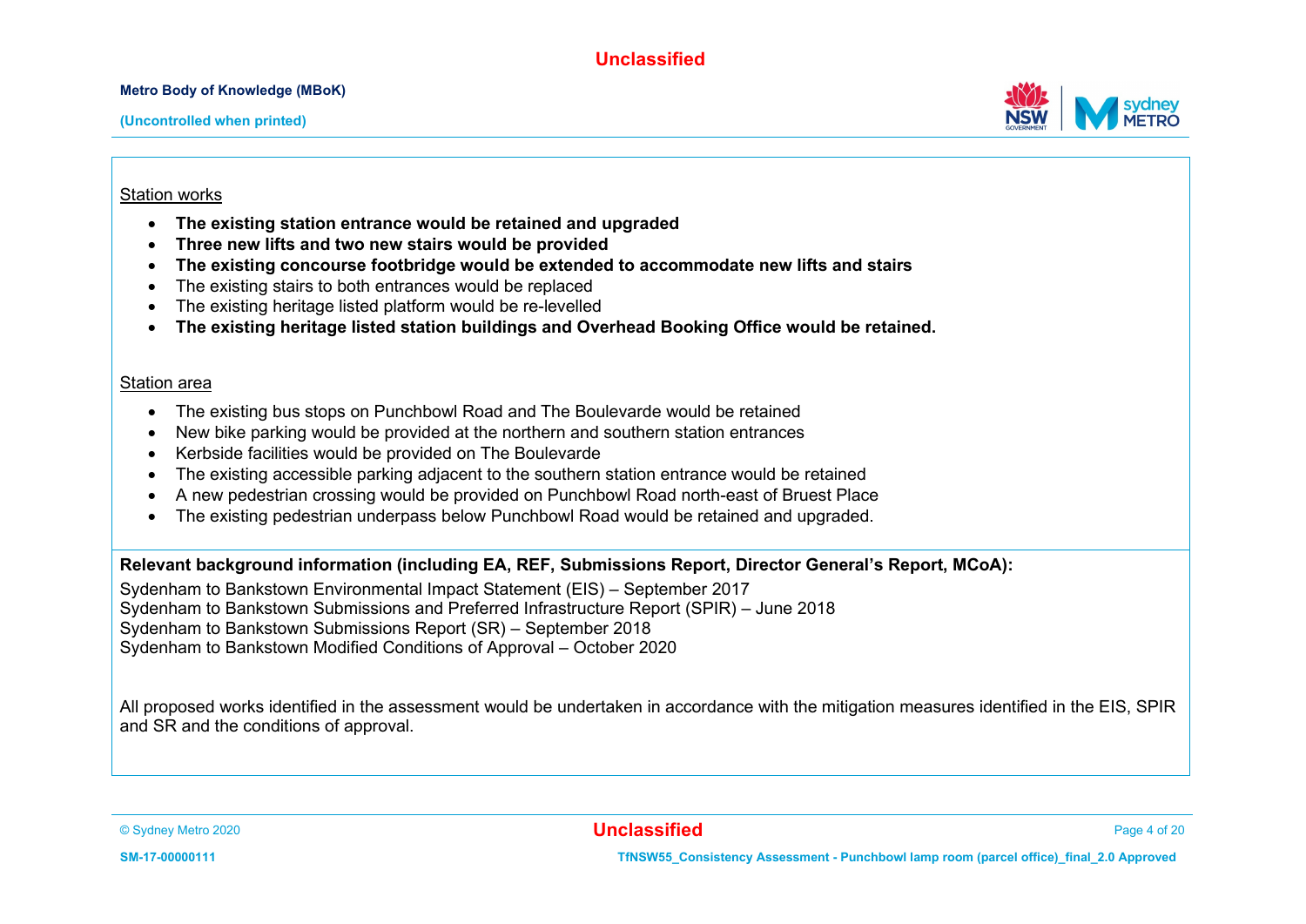Station works

- **The existing station entrance would be retained and upgraded**
- **Three new lifts and two new stairs would be provided**
- **The existing concourse footbridge would be extended to accommodate new lifts and stairs**
- The existing stairs to both entrances would be replaced
- The existing heritage listed platform would be re-levelled
- **The existing heritage listed station buildings and Overhead Booking Office would be retained.**

Station area

- The existing bus stops on Punchbowl Road and The Boulevarde would be retained
- New bike parking would be provided at the northern and southern station entrances
- Kerbside facilities would be provided on The Boulevarde
- The existing accessible parking adjacent to the southern station entrance would be retained
- A new pedestrian crossing would be provided on Punchbowl Road north-east of Bruest Place
- The existing pedestrian underpass below Punchbowl Road would be retained and upgraded.

**Relevant background information (including EA, REF, Submissions Report, Director General's Report, MCoA):**

Sydenham to Bankstown Environmental Impact Statement (EIS) – September 2017
Sydenham to Bankstown Submissions and Preferred Infrastructure Report (SPIR) – June 2018
Sydenham to Bankstown Submissions Report (SR) – September 2018
Sydenham to Bankstown Modified Conditions of Approval – October 2020

All proposed works identified in the assessment would be undertaken in accordance with the mitigation measures identified in the EIS, SPIR and SR and the conditions of approval.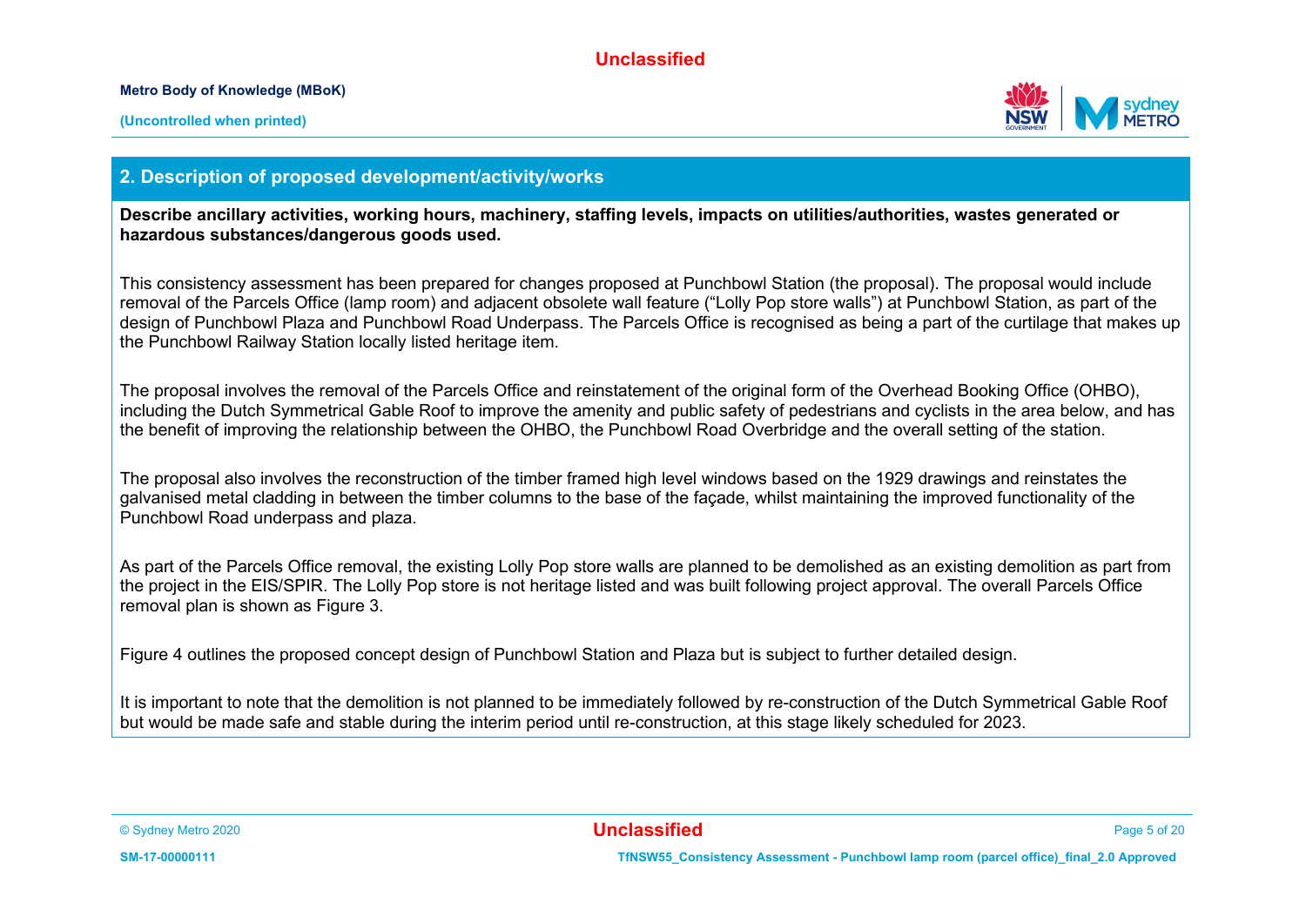## 2. Description of proposed development/activity/works

**Describe ancillary activities, working hours, machinery, staffing levels, impacts on utilities/authorities, wastes generated or hazardous substances/dangerous goods used.**

This consistency assessment has been prepared for changes proposed at Punchbowl Station (the proposal). The proposal would include removal of the Parcels Office (lamp room) and adjacent obsolete wall feature ("Lolly Pop store walls") at Punchbowl Station, as part of the design of Punchbowl Plaza and Punchbowl Road Underpass. The Parcels Office is recognised as being a part of the curtilage that makes up the Punchbowl Railway Station locally listed heritage item.

The proposal involves the removal of the Parcels Office and reinstatement of the original form of the Overhead Booking Office (OHBO), including the Dutch Symmetrical Gable Roof to improve the amenity and public safety of pedestrians and cyclists in the area below, and has the benefit of improving the relationship between the OHBO, the Punchbowl Road Overbridge and the overall setting of the station.

The proposal also involves the reconstruction of the timber framed high level windows based on the 1929 drawings and reinstates the galvanised metal cladding in between the timber columns to the base of the façade, whilst maintaining the improved functionality of the Punchbowl Road underpass and plaza.

As part of the Parcels Office removal, the existing Lolly Pop store walls are planned to be demolished as an existing demolition as part from the project in the EIS/SPIR. The Lolly Pop store is not heritage listed and was built following project approval. The overall Parcels Office removal plan is shown as Figure 3.

Figure 4 outlines the proposed concept design of Punchbowl Station and Plaza but is subject to further detailed design.

It is important to note that the demolition is not planned to be immediately followed by re-construction of the Dutch Symmetrical Gable Roof but would be made safe and stable during the interim period until re-construction, at this stage likely scheduled for 2023.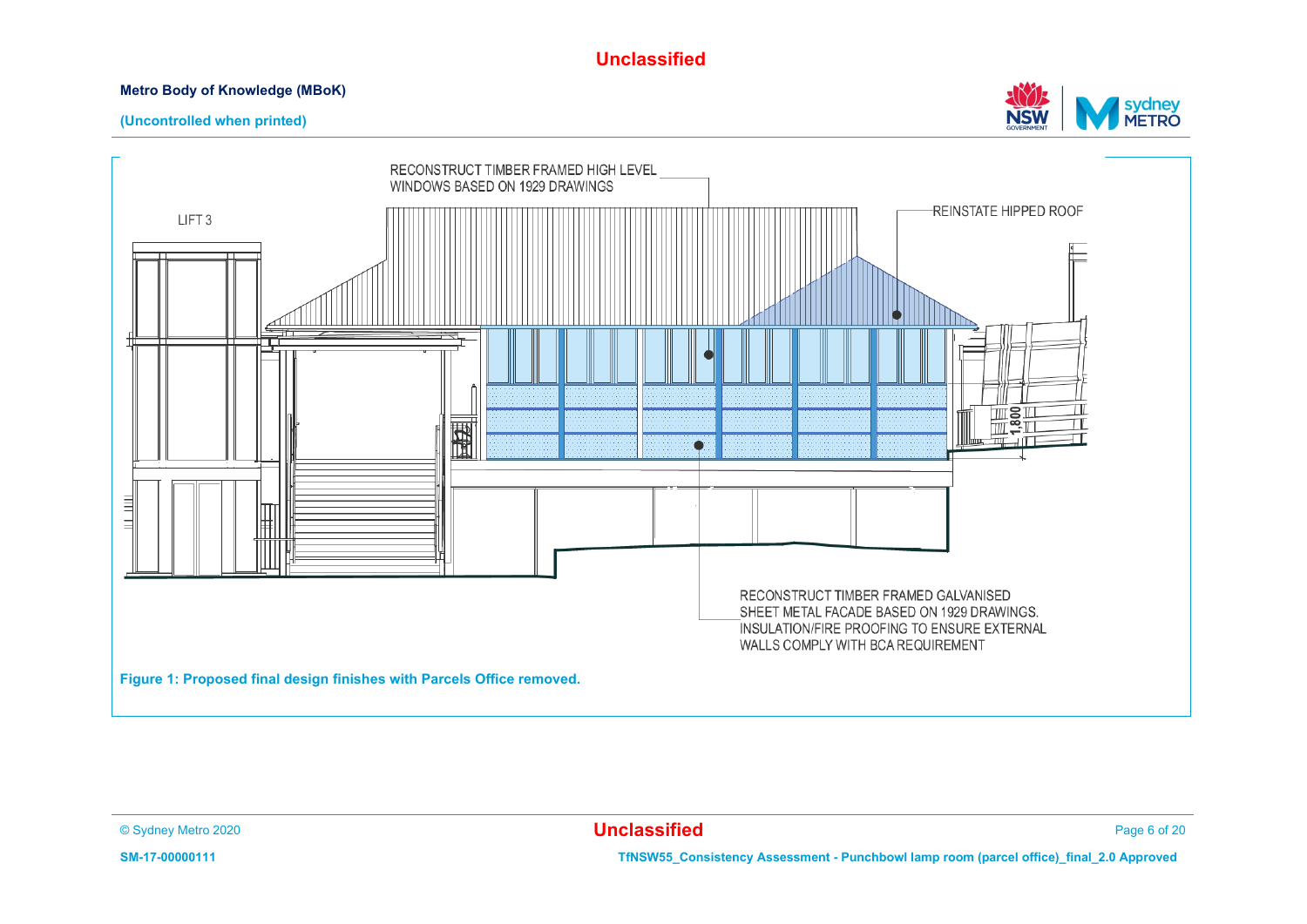RECONSTRUCT TIMBER FRAMED HIGH LEVEL WINDOWS BASED ON 1929 DRAWINGS

LIFT 3

REINSTATE HIPPED ROOF

1,800

RECONSTRUCT TIMBER FRAMED GALVANISED SHEET METAL FACADE BASED ON 1929 DRAWINGS. INSULATION/FIRE PROOFING TO ENSURE EXTERNAL WALLS COMPLY WITH BCA REQUIREMENT

**Figure 1: Proposed final design finishes with Parcels Office removed.**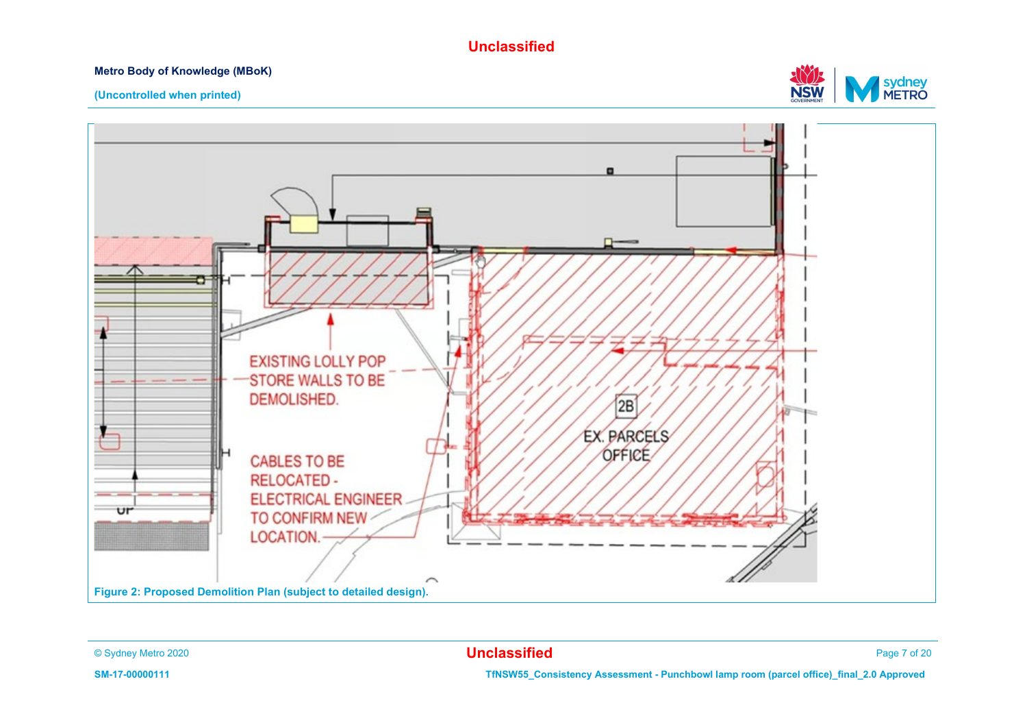Figure 2: Proposed Demolition Plan (subject to detailed design).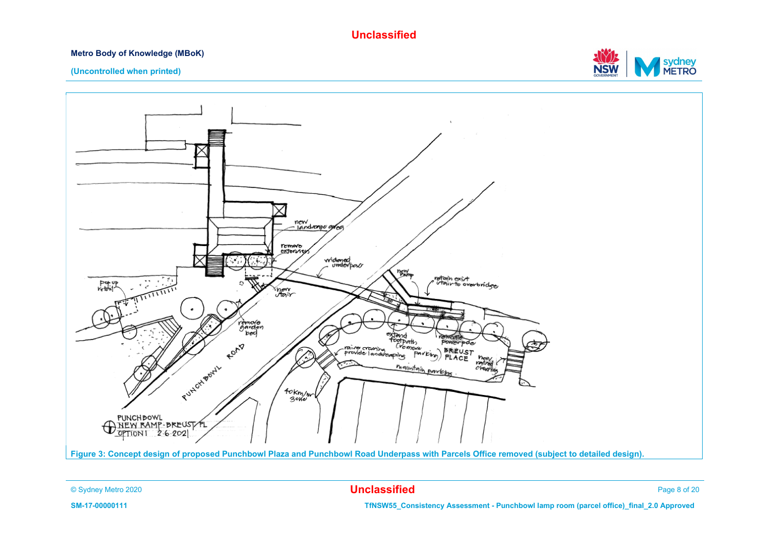Figure 3: Concept design of proposed Punchbowl Plaza and Punchbowl Road Underpass with Parcels Office removed (subject to detailed design).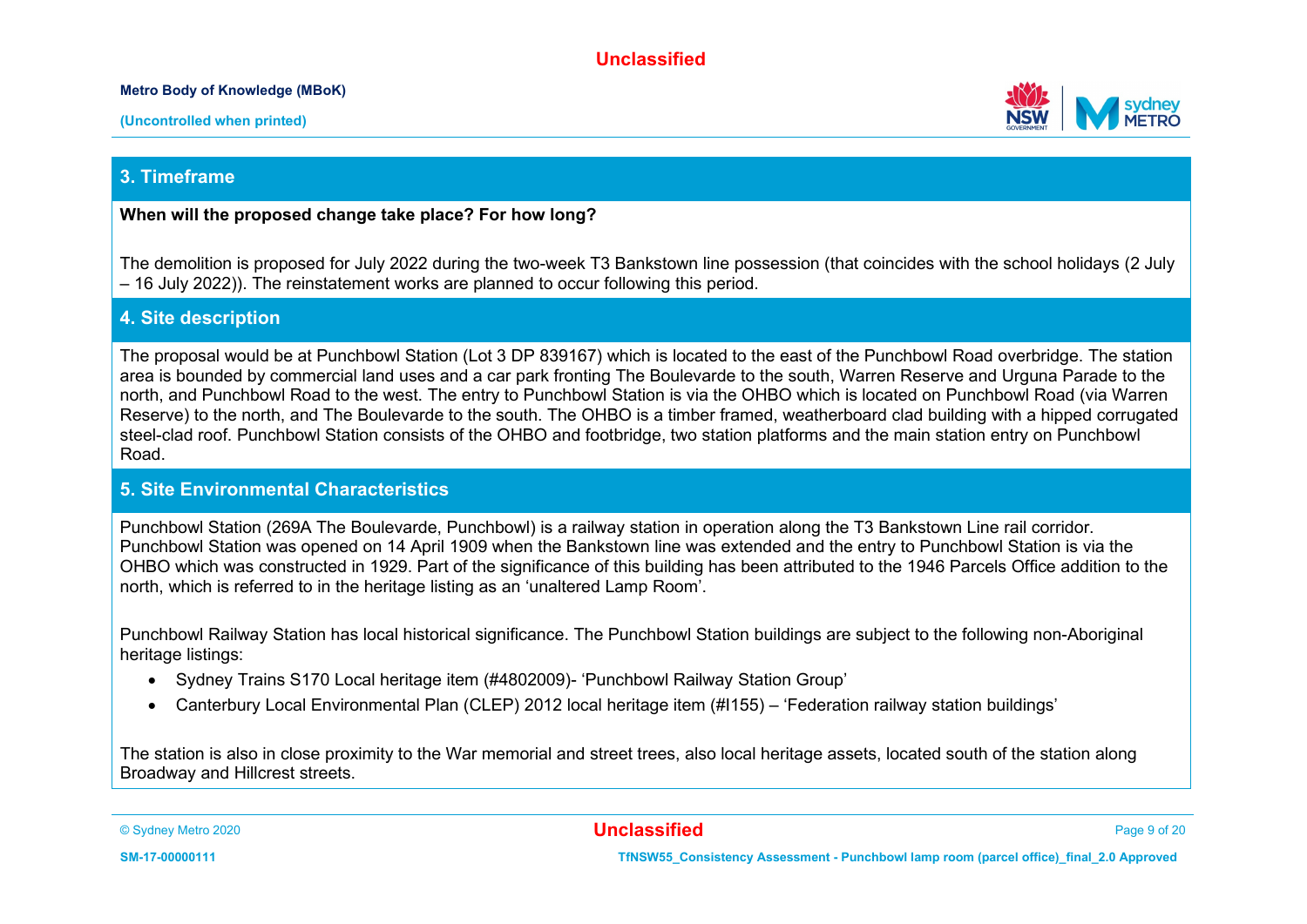## 3. Timeframe

**When will the proposed change take place? For how long?**

The demolition is proposed for July 2022 during the two-week T3 Bankstown line possession (that coincides with the school holidays (2 July – 16 July 2022)). The reinstatement works are planned to occur following this period.

## 4. Site description

The proposal would be at Punchbowl Station (Lot 3 DP 839167) which is located to the east of the Punchbowl Road overbridge. The station area is bounded by commercial land uses and a car park fronting The Boulevarde to the south, Warren Reserve and Urguna Parade to the north, and Punchbowl Road to the west. The entry to Punchbowl Station is via the OHBO which is located on Punchbowl Road (via Warren Reserve) to the north, and The Boulevarde to the south. The OHBO is a timber framed, weatherboard clad building with a hipped corrugated steel-clad roof. Punchbowl Station consists of the OHBO and footbridge, two station platforms and the main station entry on Punchbowl Road.

## 5. Site Environmental Characteristics

Punchbowl Station (269A The Boulevarde, Punchbowl) is a railway station in operation along the T3 Bankstown Line rail corridor. Punchbowl Station was opened on 14 April 1909 when the Bankstown line was extended and the entry to Punchbowl Station is via the OHBO which was constructed in 1929. Part of the significance of this building has been attributed to the 1946 Parcels Office addition to the north, which is referred to in the heritage listing as an 'unaltered Lamp Room'.

Punchbowl Railway Station has local historical significance. The Punchbowl Station buildings are subject to the following non-Aboriginal heritage listings:

- Sydney Trains S170 Local heritage item (#4802009)- 'Punchbowl Railway Station Group'
- Canterbury Local Environmental Plan (CLEP) 2012 local heritage item (#I155) – 'Federation railway station buildings'

The station is also in close proximity to the War memorial and street trees, also local heritage assets, located south of the station along Broadway and Hillcrest streets.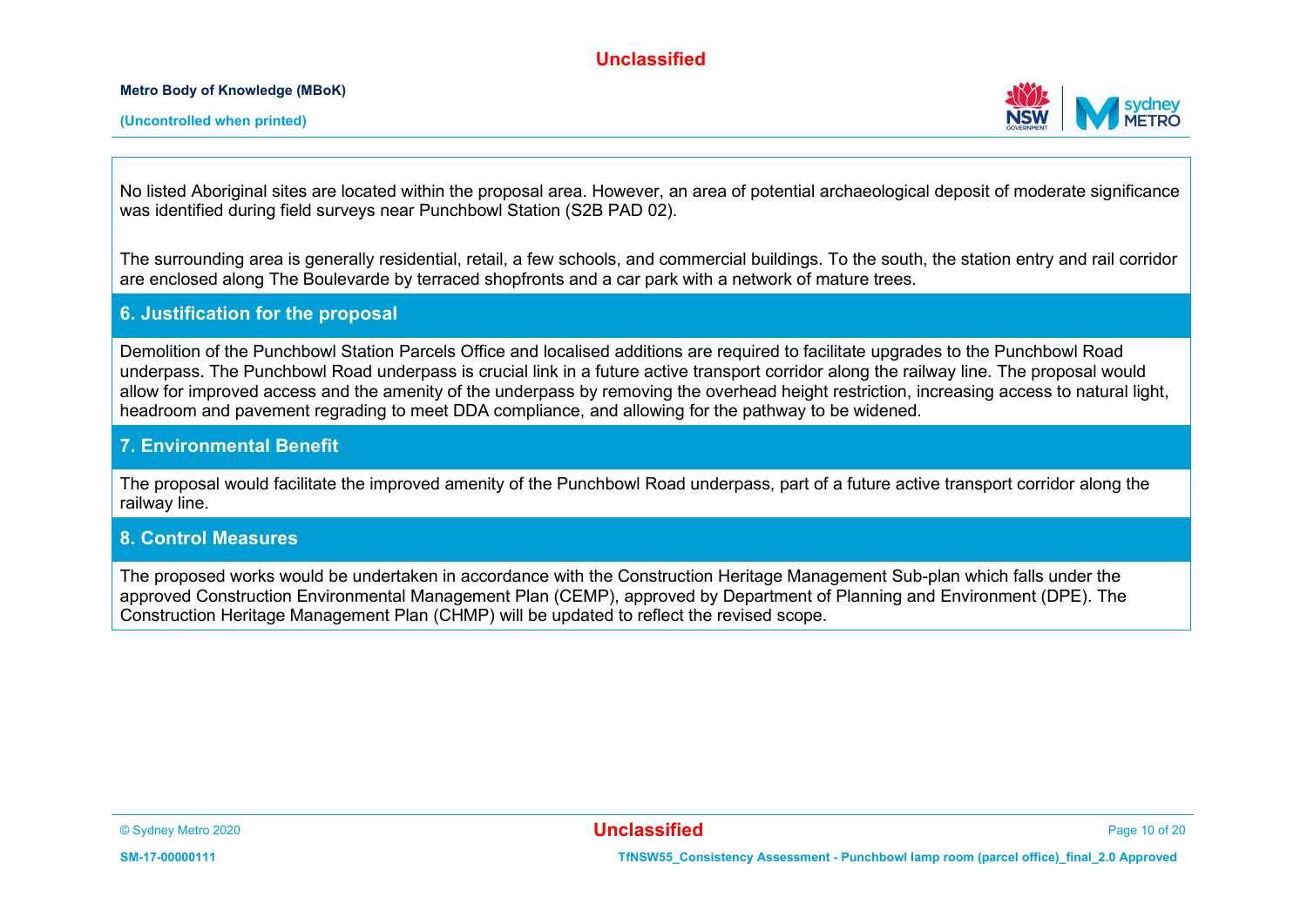No listed Aboriginal sites are located within the proposal area. However, an area of potential archaeological deposit of moderate significance was identified during field surveys near Punchbowl Station (S2B PAD 02).

The surrounding area is generally residential, retail, a few schools, and commercial buildings. To the south, the station entry and rail corridor are enclosed along The Boulevarde by terraced shopfronts and a car park with a network of mature trees.

## 6. Justification for the proposal

Demolition of the Punchbowl Station Parcels Office and localised additions are required to facilitate upgrades to the Punchbowl Road underpass. The Punchbowl Road underpass is crucial link in a future active transport corridor along the railway line. The proposal would allow for improved access and the amenity of the underpass by removing the overhead height restriction, increasing access to natural light, headroom and pavement regrading to meet DDA compliance, and allowing for the pathway to be widened.

## 7. Environmental Benefit

The proposal would facilitate the improved amenity of the Punchbowl Road underpass, part of a future active transport corridor along the railway line.

## 8. Control Measures

The proposed works would be undertaken in accordance with the Construction Heritage Management Sub-plan which falls under the approved Construction Environmental Management Plan (CEMP), approved by Department of Planning and Environment (DPE). The Construction Heritage Management Plan (CHMP) will be updated to reflect the revised scope.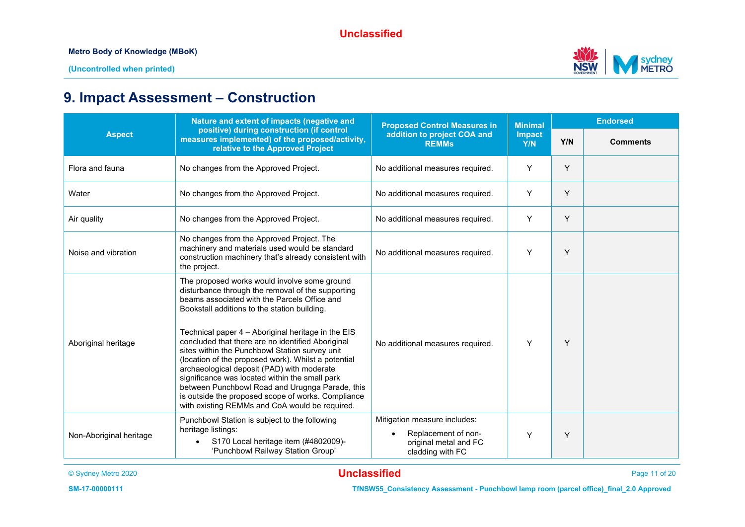# 9. Impact Assessment – Construction

| Aspect | Nature and extent of impacts (negative and positive) during construction (if control measures implemented) of the proposed/activity, relative to the Approved Project | Proposed Control Measures in addition to project COA and REMMs | Minimal Impact Y/N | Endorsed | |
|---|---|---|---|---|---|
| | | | | Y/N | Comments |
| Flora and fauna | No changes from the Approved Project. | No additional measures required. | Y | Y | |
| Water | No changes from the Approved Project. | No additional measures required. | Y | Y | |
| Air quality | No changes from the Approved Project. | No additional measures required. | Y | Y | |
| Noise and vibration | No changes from the Approved Project. The machinery and materials used would be standard construction machinery that's already consistent with the project. | No additional measures required. | Y | Y | |
| Aboriginal heritage | The proposed works would involve some ground disturbance through the removal of the supporting beams associated with the Parcels Office and Bookstall additions to the station building.<br><br>Technical paper 4 – Aboriginal heritage in the EIS concluded that there are no identified Aboriginal sites within the Punchbowl Station survey unit (location of the proposed work). Whilst a potential archaeological deposit (PAD) with moderate significance was located within the small park between Punchbowl Road and Urugnga Parade, this is outside the proposed scope of works. Compliance with existing REMMs and CoA would be required. | No additional measures required. | Y | Y | |
| Non-Aboriginal heritage | Punchbowl Station is subject to the following heritage listings:<br>• S170 Local heritage item (#4802009)- 'Punchbowl Railway Station Group' | Mitigation measure includes:<br>• Replacement of non-original metal and FC cladding with FC | Y | Y | |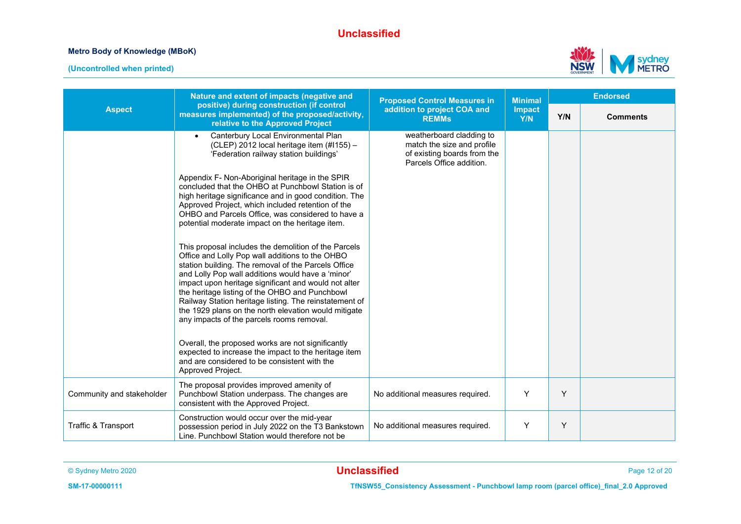| Aspect | Nature and extent of impacts (negative and positive) during construction (if control measures implemented) of the proposed/activity, relative to the Approved Project | Proposed Control Measures in addition to project COA and REMMs | Minimal Impact Y/N | Endorsed | |
|---|---|---|---|---|---|
| | | | | Y/N | Comments |
| | • Canterbury Local Environmental Plan (CLEP) 2012 local heritage item (#I155) – 'Federation railway station buildings'<br><br>Appendix F- Non-Aboriginal heritage in the SPIR concluded that the OHBO at Punchbowl Station is of high heritage significance and in good condition. The Approved Project, which included retention of the OHBO and Parcels Office, was considered to have a potential moderate impact on the heritage item.<br><br>This proposal includes the demolition of the Parcels Office and Lolly Pop wall additions to the OHBO station building. The removal of the Parcels Office and Lolly Pop wall additions would have a 'minor' impact upon heritage significant and would not alter the heritage listing of the OHBO and Punchbowl Railway Station heritage listing. The reinstatement of the 1929 plans on the north elevation would mitigate any impacts of the parcels rooms removal.<br><br>Overall, the proposed works are not significantly expected to increase the impact to the heritage item and are considered to be consistent with the Approved Project. | weatherboard cladding to match the size and profile of existing boards from the Parcels Office addition. | | | |
| Community and stakeholder | The proposal provides improved amenity of Punchbowl Station underpass. The changes are consistent with the Approved Project. | No additional measures required. | Y | Y | |
| Traffic & Transport | Construction would occur over the mid-year possession period in July 2022 on the T3 Bankstown Line. Punchbowl Station would therefore not be | No additional measures required. | Y | Y | |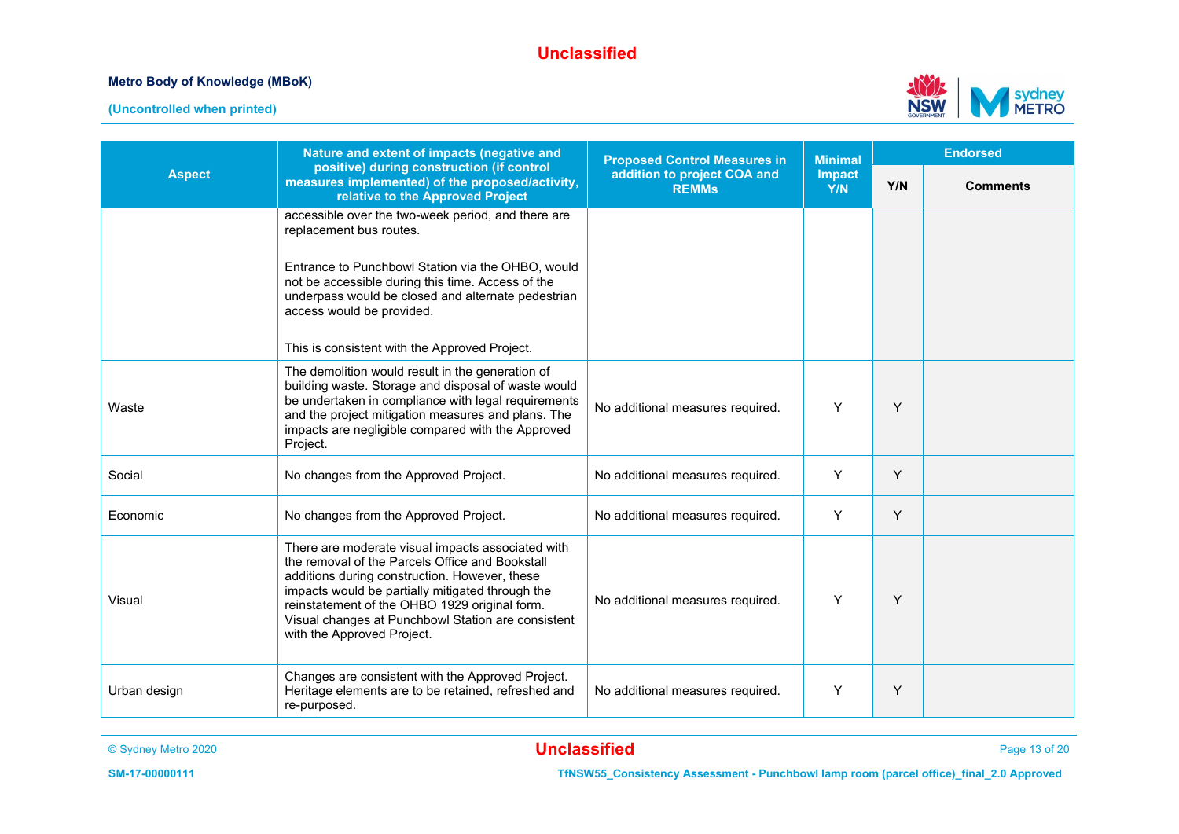| Aspect | Nature and extent of impacts (negative and positive) during construction (if control measures implemented) of the proposed/activity, relative to the Approved Project | Proposed Control Measures in addition to project COA and REMMs | Minimal Impact Y/N | Endorsed | |
|---|---|---|---|---|---|
| | | | | Y/N | Comments |
| | accessible over the two-week period, and there are replacement bus routes.<br><br>Entrance to Punchbowl Station via the OHBO, would not be accessible during this time. Access of the underpass would be closed and alternate pedestrian access would be provided.<br><br>This is consistent with the Approved Project. | | | | |
| Waste | The demolition would result in the generation of building waste. Storage and disposal of waste would be undertaken in compliance with legal requirements and the project mitigation measures and plans. The impacts are negligible compared with the Approved Project. | No additional measures required. | Y | Y | |
| Social | No changes from the Approved Project. | No additional measures required. | Y | Y | |
| Economic | No changes from the Approved Project. | No additional measures required. | Y | Y | |
| Visual | There are moderate visual impacts associated with the removal of the Parcels Office and Bookstall additions during construction. However, these impacts would be partially mitigated through the reinstatement of the OHBO 1929 original form. Visual changes at Punchbowl Station are consistent with the Approved Project. | No additional measures required. | Y | Y | |
| Urban design | Changes are consistent with the Approved Project. Heritage elements are to be retained, refreshed and re-purposed. | No additional measures required. | Y | Y | |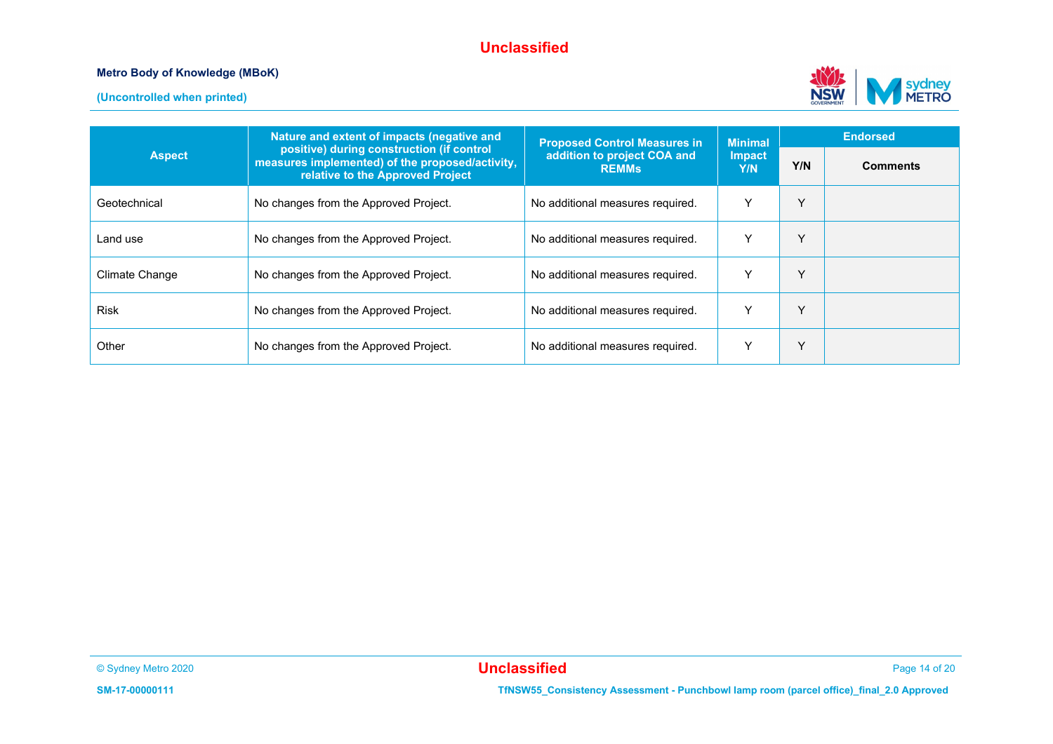| Aspect | Nature and extent of impacts (negative and positive) during construction (if control measures implemented) of the proposed/activity, relative to the Approved Project | Proposed Control Measures in addition to project COA and REMMs | Minimal Impact Y/N | Endorsed | |
|---|---|---|---|---|---|
| | | | | Y/N | Comments |
| Geotechnical | No changes from the Approved Project. | No additional measures required. | Y | Y | |
| Land use | No changes from the Approved Project. | No additional measures required. | Y | Y | |
| Climate Change | No changes from the Approved Project. | No additional measures required. | Y | Y | |
| Risk | No changes from the Approved Project. | No additional measures required. | Y | Y | |
| Other | No changes from the Approved Project. | No additional measures required. | Y | Y | |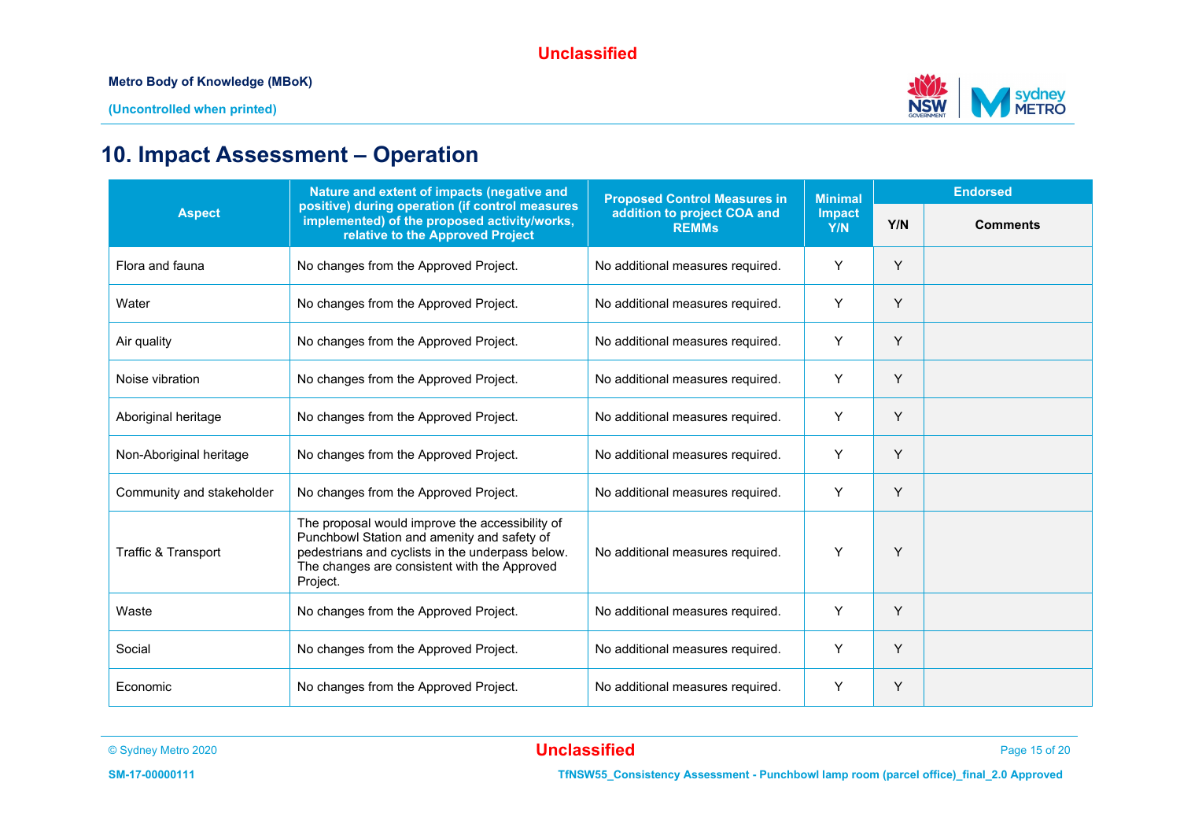# 10. Impact Assessment – Operation

| Aspect | Nature and extent of impacts (negative and positive) during operation (if control measures implemented) of the proposed activity/works, relative to the Approved Project | Proposed Control Measures in addition to project COA and REMMs | Minimal Impact Y/N | Endorsed | |
|---|---|---|---|---|---|
| | | | | Y/N | Comments |
| Flora and fauna | No changes from the Approved Project. | No additional measures required. | Y | Y | |
| Water | No changes from the Approved Project. | No additional measures required. | Y | Y | |
| Air quality | No changes from the Approved Project. | No additional measures required. | Y | Y | |
| Noise vibration | No changes from the Approved Project. | No additional measures required. | Y | Y | |
| Aboriginal heritage | No changes from the Approved Project. | No additional measures required. | Y | Y | |
| Non-Aboriginal heritage | No changes from the Approved Project. | No additional measures required. | Y | Y | |
| Community and stakeholder | No changes from the Approved Project. | No additional measures required. | Y | Y | |
| Traffic & Transport | The proposal would improve the accessibility of Punchbowl Station and amenity and safety of pedestrians and cyclists in the underpass below. The changes are consistent with the Approved Project. | No additional measures required. | Y | Y | |
| Waste | No changes from the Approved Project. | No additional measures required. | Y | Y | |
| Social | No changes from the Approved Project. | No additional measures required. | Y | Y | |
| Economic | No changes from the Approved Project. | No additional measures required. | Y | Y | |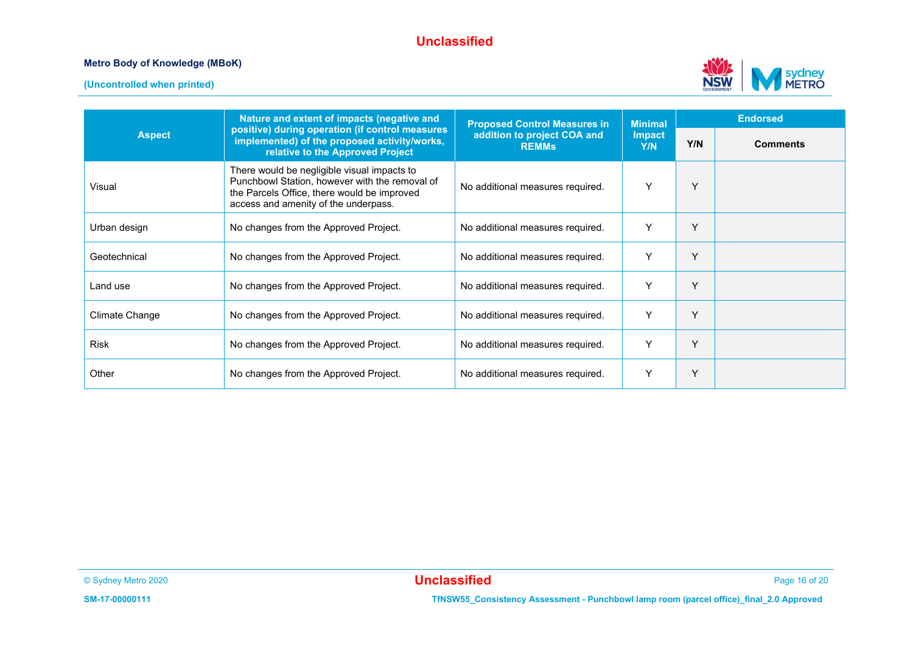| Aspect | Nature and extent of impacts (negative and positive) during operation (if control measures implemented) of the proposed activity/works, relative to the Approved Project | Proposed Control Measures in addition to project COA and REMMs | Minimal Impact Y/N | Endorsed | |
|---|---|---|---|---|---|
| | | | | Y/N | Comments |
| Visual | There would be negligible visual impacts to Punchbowl Station, however with the removal of the Parcels Office, there would be improved access and amenity of the underpass. | No additional measures required. | Y | Y | |
| Urban design | No changes from the Approved Project. | No additional measures required. | Y | Y | |
| Geotechnical | No changes from the Approved Project. | No additional measures required. | Y | Y | |
| Land use | No changes from the Approved Project. | No additional measures required. | Y | Y | |
| Climate Change | No changes from the Approved Project. | No additional measures required. | Y | Y | |
| Risk | No changes from the Approved Project. | No additional measures required. | Y | Y | |
| Other | No changes from the Approved Project. | No additional measures required. | Y | Y | |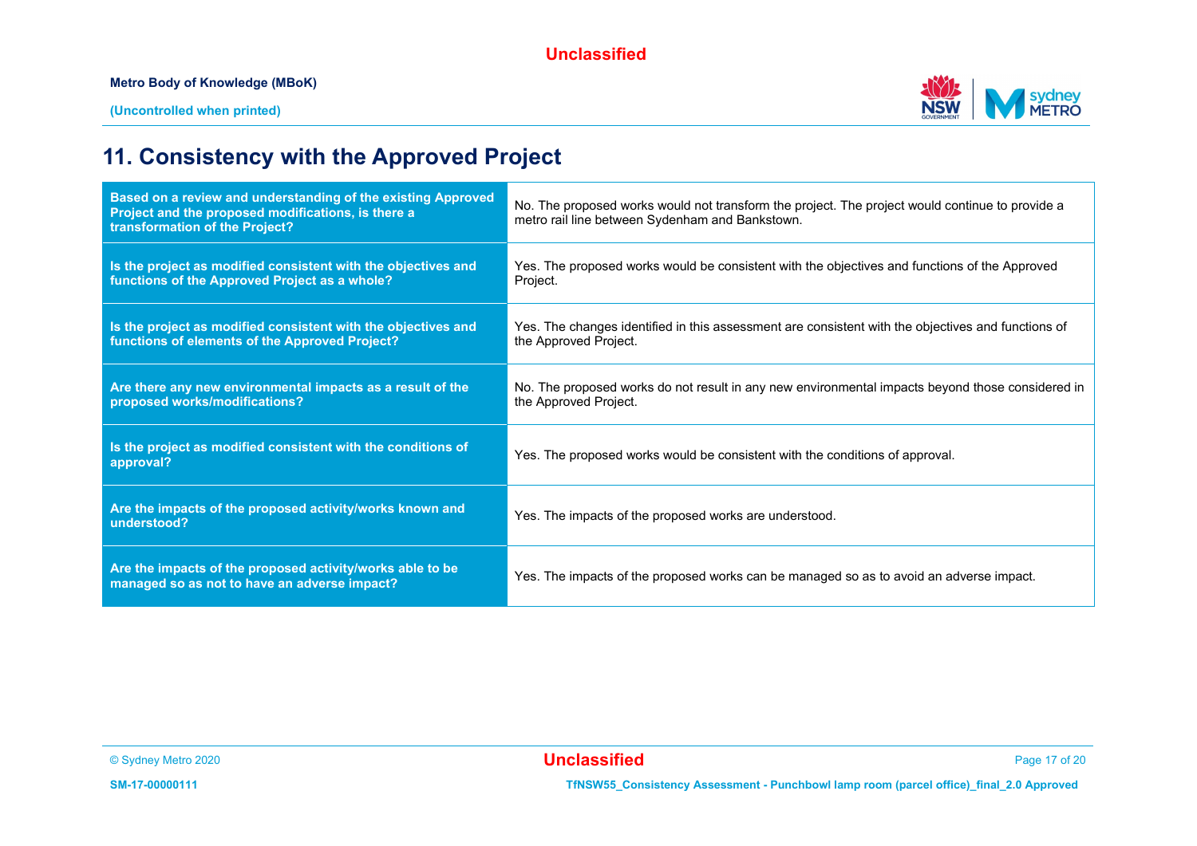# 11. Consistency with the Approved Project

| Question | Response |
|---|---|
| **Based on a review and understanding of the existing Approved Project and the proposed modifications, is there a transformation of the Project?** | No. The proposed works would not transform the project. The project would continue to provide a metro rail line between Sydenham and Bankstown. |
| **Is the project as modified consistent with the objectives and functions of the Approved Project as a whole?** | Yes. The proposed works would be consistent with the objectives and functions of the Approved Project. |
| **Is the project as modified consistent with the objectives and functions of elements of the Approved Project?** | Yes. The changes identified in this assessment are consistent with the objectives and functions of the Approved Project. |
| **Are there any new environmental impacts as a result of the proposed works/modifications?** | No. The proposed works do not result in any new environmental impacts beyond those considered in the Approved Project. |
| **Is the project as modified consistent with the conditions of approval?** | Yes. The proposed works would be consistent with the conditions of approval. |
| **Are the impacts of the proposed activity/works known and understood?** | Yes. The impacts of the proposed works are understood. |
| **Are the impacts of the proposed activity/works able to be managed so as not to have an adverse impact?** | Yes. The impacts of the proposed works can be managed so as to avoid an adverse impact. |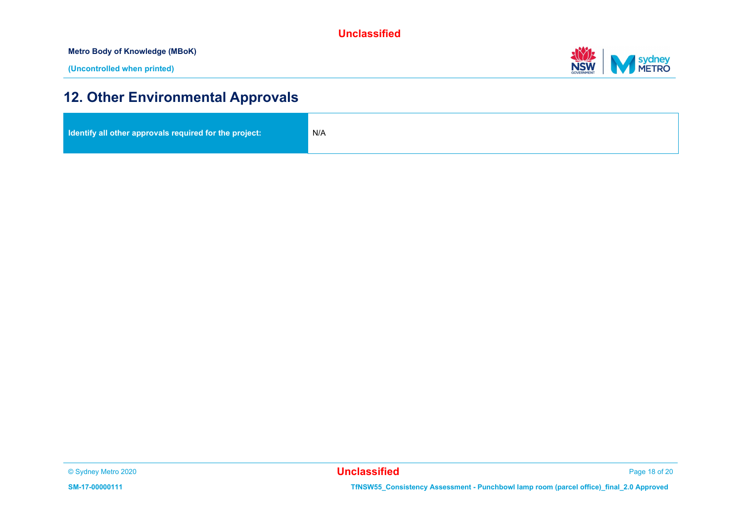# 12. Other Environmental Approvals

| Identify all other approvals required for the project: | N/A |
|---|---|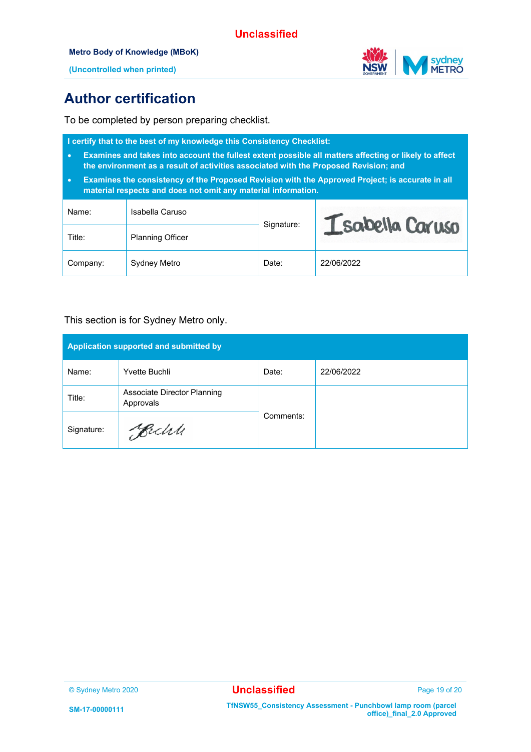# Author certification

To be completed by person preparing checklist.

| **I certify that to the best of my knowledge this Consistency Checklist:**<br>• **Examines and takes into account the fullest extent possible all matters affecting or likely to affect the environment as a result of activities associated with the Proposed Revision; and**<br>• **Examines the consistency of the Proposed Revision with the Approved Project; is accurate in all material respects and does not omit any material information.** | | | |
|---|---|---|---|
| Name: | Isabella Caruso | Signature: | Isabella Caruso |
| Title: | Planning Officer | | |
| Company: | Sydney Metro | Date: | 22/06/2022 |

This section is for Sydney Metro only.

| **Application supported and submitted by** | | | |
|---|---|---|---|
| Name: | Yvette Buchli | Date: | 22/06/2022 |
| Title: | Associate Director Planning Approvals | Comments: | |
| Signature: | Buchli | | |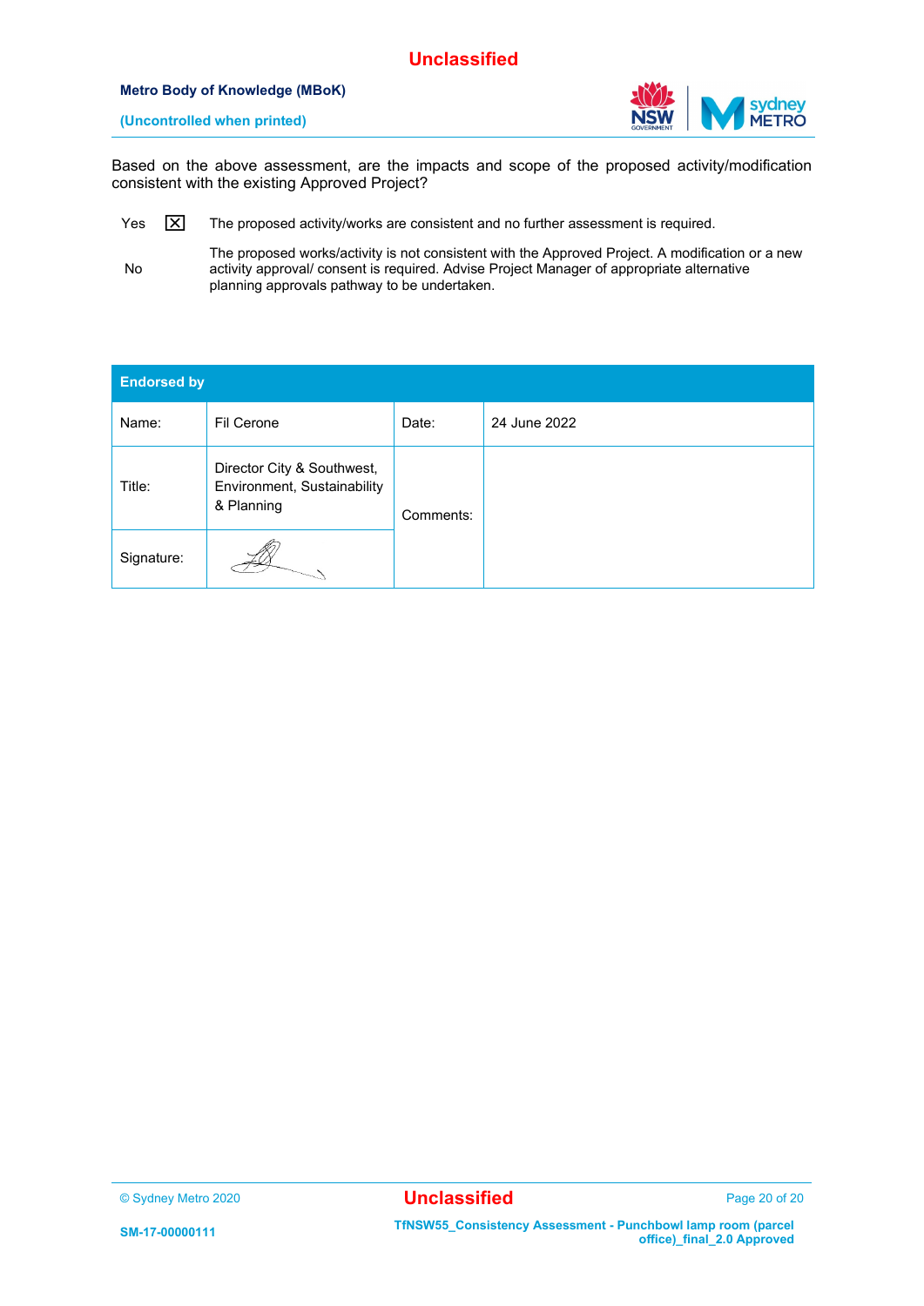Based on the above assessment, are the impacts and scope of the proposed activity/modification consistent with the existing Approved Project?

| | | |
|---|---|---|
| Yes | ☒ | The proposed activity/works are consistent and no further assessment is required. |
| No | | The proposed works/activity is not consistent with the Approved Project. A modification or a new activity approval/ consent is required. Advise Project Manager of appropriate alternative planning approvals pathway to be undertaken. |

| Endorsed by | | | |
|---|---|---|---|
| Name: | Fil Cerone | Date: | 24 June 2022 |
| Title: | Director City & Southwest, Environment, Sustainability & Planning | Comments: | |
| Signature: | [signature] | | |